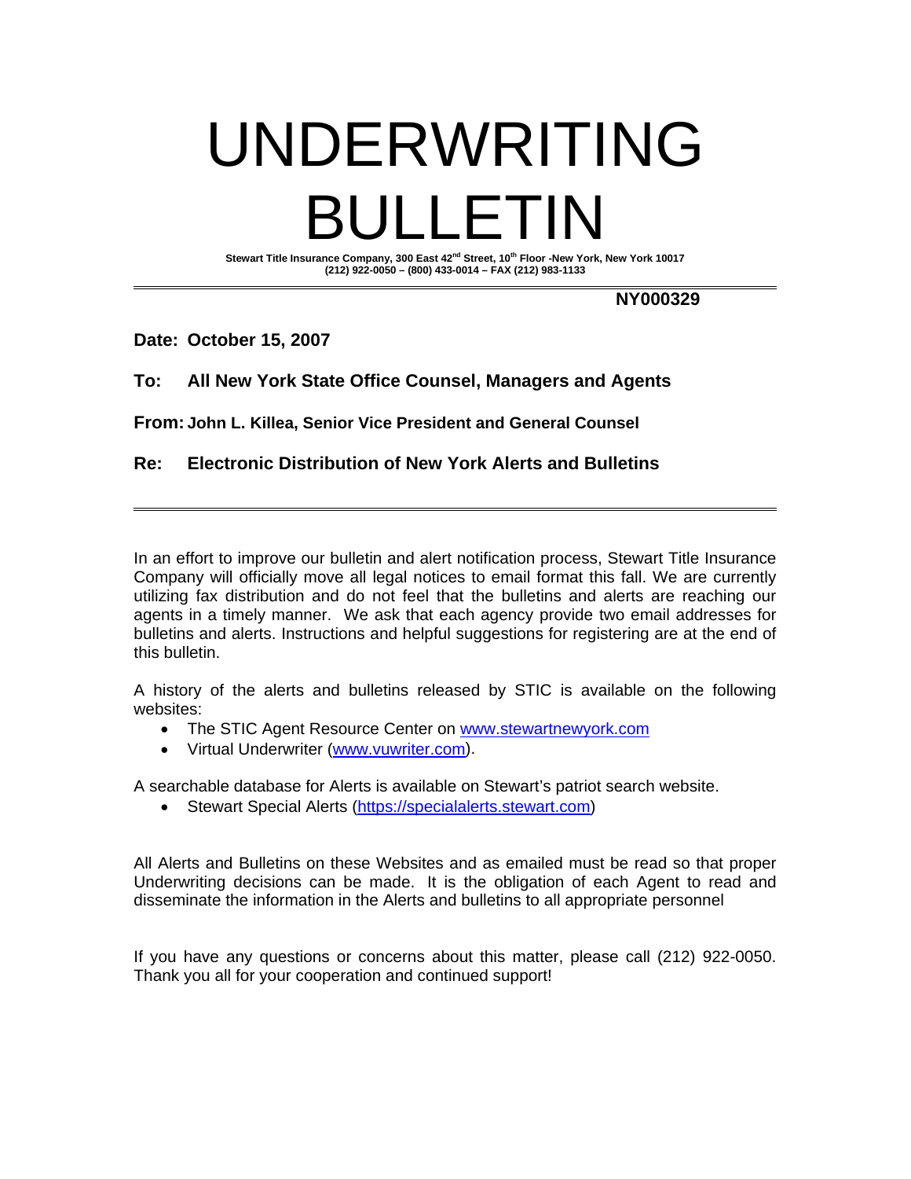# UNDERWRITING BULLETIN

**Stewart Title Insurance Company, 300 East 42nd Street, 10th Floor -New York, New York 10017**
**(212) 922-0050 – (800) 433-0014 – FAX (212) 983-1133**

---

**NY000329**

**Date: October 15, 2007**

**To: All New York State Office Counsel, Managers and Agents**

**From: John L. Killea, Senior Vice President and General Counsel**

**Re: Electronic Distribution of New York Alerts and Bulletins**

---

In an effort to improve our bulletin and alert notification process, Stewart Title Insurance Company will officially move all legal notices to email format this fall. We are currently utilizing fax distribution and do not feel that the bulletins and alerts are reaching our agents in a timely manner. We ask that each agency provide two email addresses for bulletins and alerts. Instructions and helpful suggestions for registering are at the end of this bulletin.

A history of the alerts and bulletins released by STIC is available on the following websites:

- The STIC Agent Resource Center on www.stewartnewyork.com
- Virtual Underwriter (www.vuwriter.com).

A searchable database for Alerts is available on Stewart's patriot search website.

- Stewart Special Alerts (https://specialalerts.stewart.com)

All Alerts and Bulletins on these Websites and as emailed must be read so that proper Underwriting decisions can be made. It is the obligation of each Agent to read and disseminate the information in the Alerts and bulletins to all appropriate personnel

If you have any questions or concerns about this matter, please call (212) 922-0050. Thank you all for your cooperation and continued support!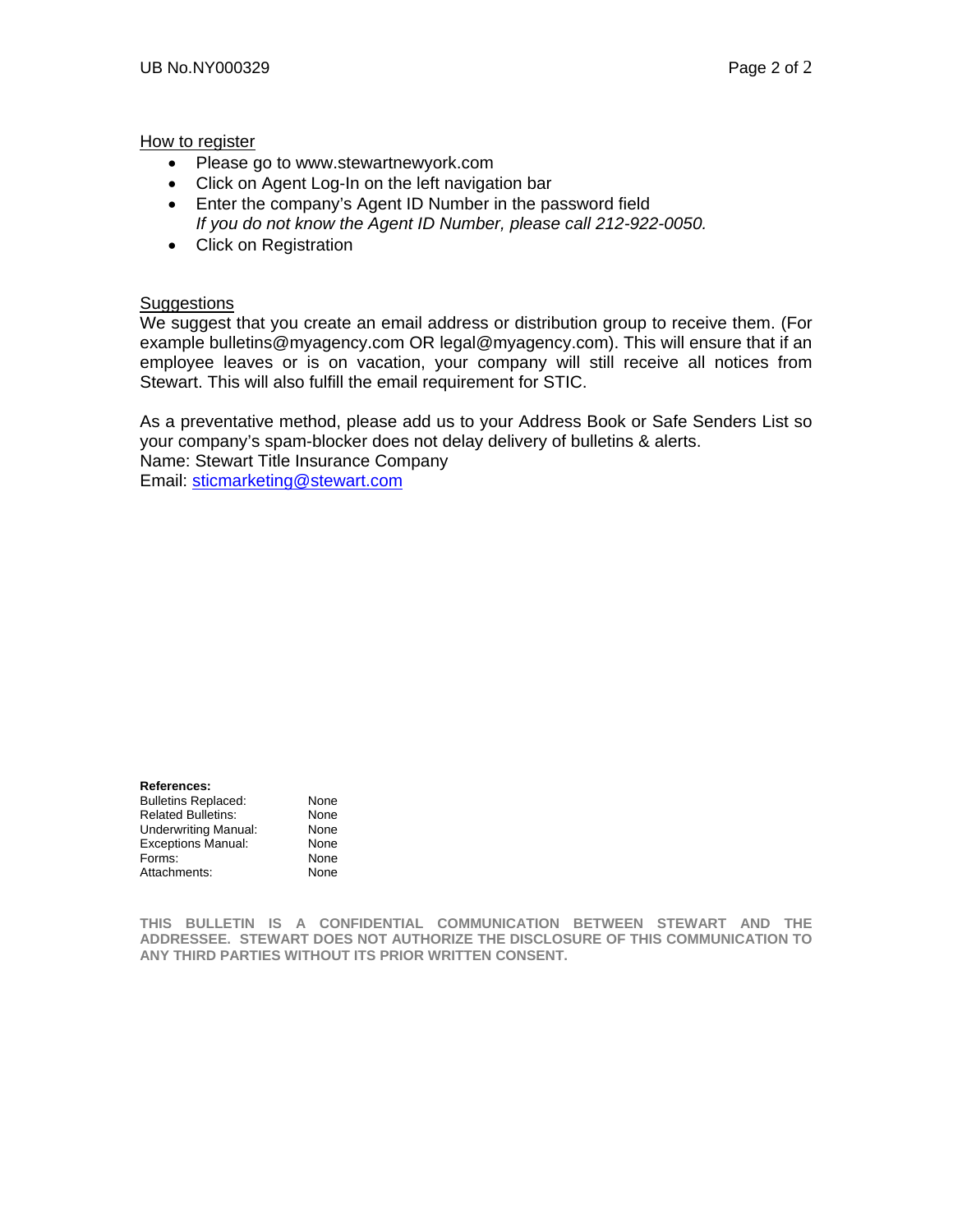How to register

- Please go to www.stewartnewyork.com
- Click on Agent Log-In on the left navigation bar
- Enter the company's Agent ID Number in the password field
  *If you do not know the Agent ID Number, please call 212-922-0050.*
- Click on Registration

Suggestions

We suggest that you create an email address or distribution group to receive them. (For example bulletins@myagency.com OR legal@myagency.com). This will ensure that if an employee leaves or is on vacation, your company will still receive all notices from Stewart. This will also fulfill the email requirement for STIC.

As a preventative method, please add us to your Address Book or Safe Senders List so your company's spam-blocker does not delay delivery of bulletins & alerts.
Name: Stewart Title Insurance Company
Email: sticmarketing@stewart.com

**References:**

| | |
|---|---|
| Bulletins Replaced: | None |
| Related Bulletins: | None |
| Underwriting Manual: | None |
| Exceptions Manual: | None |
| Forms: | None |
| Attachments: | None |

**THIS BULLETIN IS A CONFIDENTIAL COMMUNICATION BETWEEN STEWART AND THE ADDRESSEE. STEWART DOES NOT AUTHORIZE THE DISCLOSURE OF THIS COMMUNICATION TO ANY THIRD PARTIES WITHOUT ITS PRIOR WRITTEN CONSENT.**